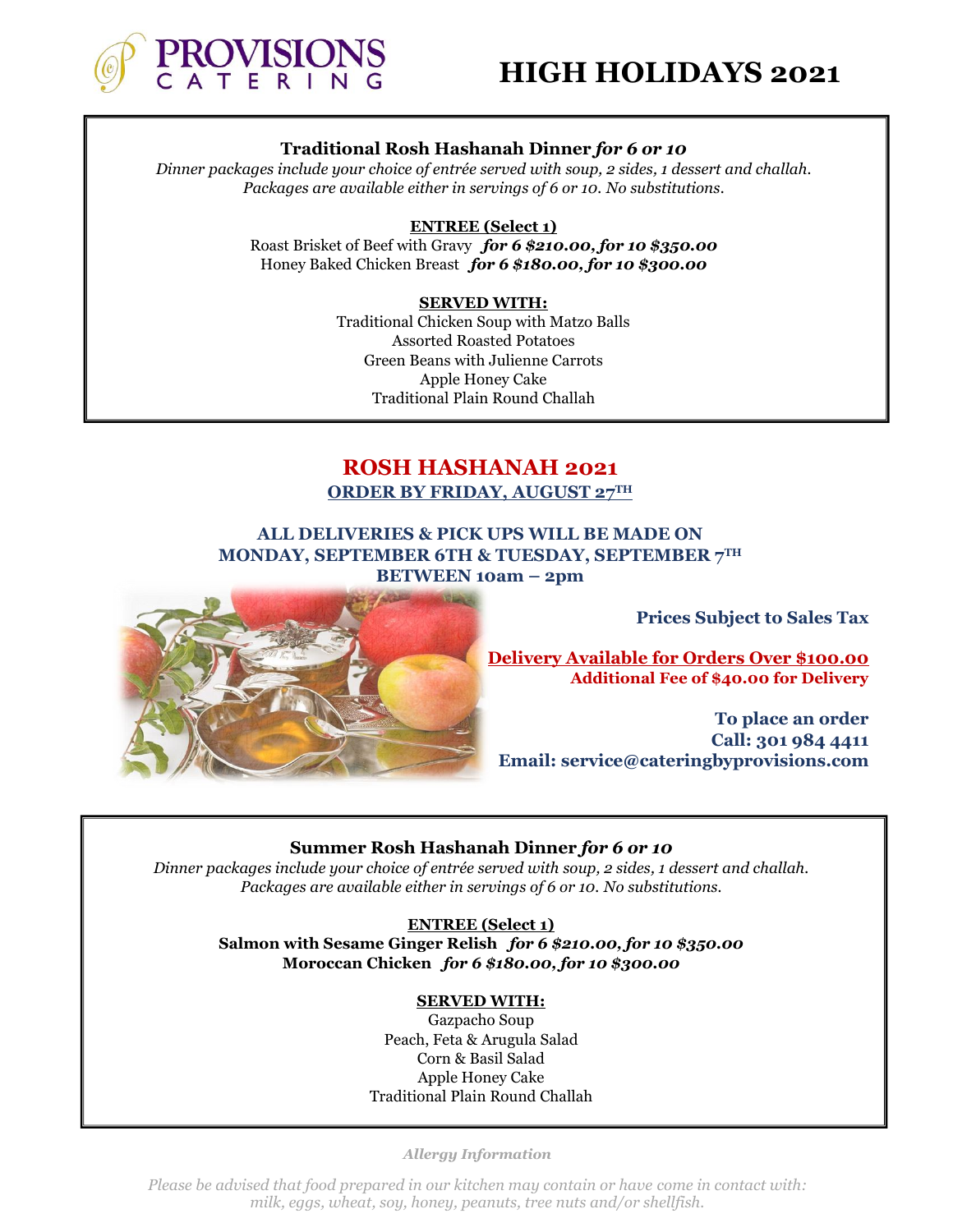# PROVISIONS CATERING

# HIGH HOLIDAYS 2021

### Traditional Rosh Hashanah Dinner *for 6 or 10*

*Dinner packages include your choice of entrée served with soup, 2 sides, 1 dessert and challah. Packages are available either in servings of 6 or 10. No substitutions.*

**ENTREE (Select 1)**

Roast Brisket of Beef with Gravy ***for 6 $210.00, for 10 $350.00***
Honey Baked Chicken Breast ***for 6 $180.00, for 10 $300.00***

**SERVED WITH:**

Traditional Chicken Soup with Matzo Balls
Assorted Roasted Potatoes
Green Beans with Julienne Carrots
Apple Honey Cake
Traditional Plain Round Challah

## ROSH HASHANAH 2021

**ORDER BY FRIDAY, AUGUST 27TH**

**ALL DELIVERIES & PICK UPS WILL BE MADE ON MONDAY, SEPTEMBER 6TH & TUESDAY, SEPTEMBER 7TH BETWEEN 10am – 2pm**

**Prices Subject to Sales Tax**

**Delivery Available for Orders Over $100.00**
**Additional Fee of $40.00 for Delivery**

**To place an order**
**Call: 301 984 4411**
**Email: service@cateringbyprovisions.com**

### Summer Rosh Hashanah Dinner *for 6 or 10*

*Dinner packages include your choice of entrée served with soup, 2 sides, 1 dessert and challah. Packages are available either in servings of 6 or 10. No substitutions.*

**ENTREE (Select 1)**

**Salmon with Sesame Ginger Relish** ***for 6 $210.00, for 10 $350.00***
**Moroccan Chicken** ***for 6 $180.00, for 10 $300.00***

**SERVED WITH:**

Gazpacho Soup
Peach, Feta & Arugula Salad
Corn & Basil Salad
Apple Honey Cake
Traditional Plain Round Challah

***Allergy Information***

*Please be advised that food prepared in our kitchen may contain or have come in contact with: milk, eggs, wheat, soy, honey, peanuts, tree nuts and/or shellfish.*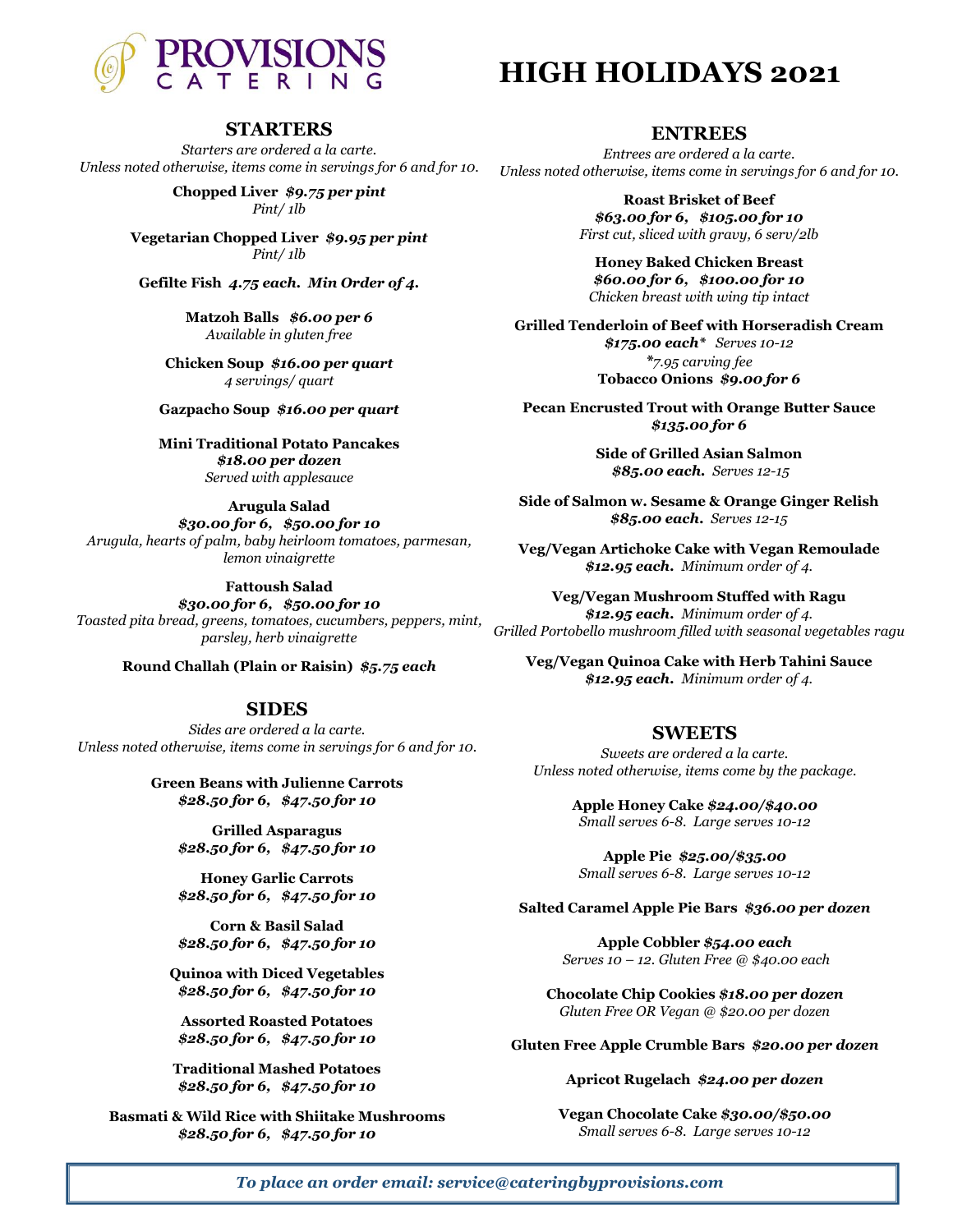# PROVISIONS CATERING

# HIGH HOLIDAYS 2021

## STARTERS

*Starters are ordered a la carte.*
*Unless noted otherwise, items come in servings for 6 and for 10.*

**Chopped Liver** ***$9.75 per pint***
*Pint/ 1lb*

**Vegetarian Chopped Liver** ***$9.95 per pint***
*Pint/ 1lb*

**Gefilte Fish** ***4.75 each. Min Order of 4.***

**Matzoh Balls** ***$6.00 per 6***
*Available in gluten free*

**Chicken Soup** ***$16.00 per quart***
*4 servings/ quart*

**Gazpacho Soup** ***$16.00 per quart***

**Mini Traditional Potato Pancakes**
***$18.00 per dozen***
*Served with applesauce*

**Arugula Salad**
***$30.00 for 6, $50.00 for 10***
*Arugula, hearts of palm, baby heirloom tomatoes, parmesan, lemon vinaigrette*

**Fattoush Salad**
***$30.00 for 6, $50.00 for 10***
*Toasted pita bread, greens, tomatoes, cucumbers, peppers, mint, parsley, herb vinaigrette*

**Round Challah (Plain or Raisin)** ***$5.75 each***

## SIDES

*Sides are ordered a la carte.*
*Unless noted otherwise, items come in servings for 6 and for 10.*

**Green Beans with Julienne Carrots**
***$28.50 for 6, $47.50 for 10***

**Grilled Asparagus**
***$28.50 for 6, $47.50 for 10***

**Honey Garlic Carrots**
***$28.50 for 6, $47.50 for 10***

**Corn & Basil Salad**
***$28.50 for 6, $47.50 for 10***

**Quinoa with Diced Vegetables**
***$28.50 for 6, $47.50 for 10***

**Assorted Roasted Potatoes**
***$28.50 for 6, $47.50 for 10***

**Traditional Mashed Potatoes**
***$28.50 for 6, $47.50 for 10***

**Basmati & Wild Rice with Shiitake Mushrooms**
***$28.50 for 6, $47.50 for 10***

## ENTREES

*Entrees are ordered a la carte.*
*Unless noted otherwise, items come in servings for 6 and for 10.*

**Roast Brisket of Beef**
***$63.00 for 6, $105.00 for 10***
*First cut, sliced with gravy, 6 serv/2lb*

**Honey Baked Chicken Breast**
***$60.00 for 6, $100.00 for 10***
*Chicken breast with wing tip intact*

**Grilled Tenderloin of Beef with Horseradish Cream**
***$175.00 each**** *Serves 10-12*
**7.95 carving fee*
**Tobacco Onions** ***$9.00 for 6***

**Pecan Encrusted Trout with Orange Butter Sauce**
***$135.00 for 6***

**Side of Grilled Asian Salmon**
***$85.00 each.*** *Serves 12-15*

**Side of Salmon w. Sesame & Orange Ginger Relish**
***$85.00 each.*** *Serves 12-15*

**Veg/Vegan Artichoke Cake with Vegan Remoulade**
***$12.95 each.*** *Minimum order of 4.*

**Veg/Vegan Mushroom Stuffed with Ragu**
***$12.95 each.*** *Minimum order of 4.*
*Grilled Portobello mushroom filled with seasonal vegetables ragu*

**Veg/Vegan Quinoa Cake with Herb Tahini Sauce**
***$12.95 each.*** *Minimum order of 4.*

## SWEETS

*Sweets are ordered a la carte.*
*Unless noted otherwise, items come by the package.*

**Apple Honey Cake** ***$24.00/$40.00***
*Small serves 6-8. Large serves 10-12*

**Apple Pie** ***$25.00/$35.00***
*Small serves 6-8. Large serves 10-12*

**Salted Caramel Apple Pie Bars** ***$36.00 per dozen***

**Apple Cobbler** ***$54.00 each***
*Serves 10 – 12. Gluten Free @ $40.00 each*

**Chocolate Chip Cookies** ***$18.00 per dozen***
*Gluten Free OR Vegan @ $20.00 per dozen*

**Gluten Free Apple Crumble Bars** ***$20.00 per dozen***

**Apricot Rugelach** ***$24.00 per dozen***

**Vegan Chocolate Cake** ***$30.00/$50.00***
*Small serves 6-8. Large serves 10-12*

***To place an order email: service@cateringbyprovisions.com***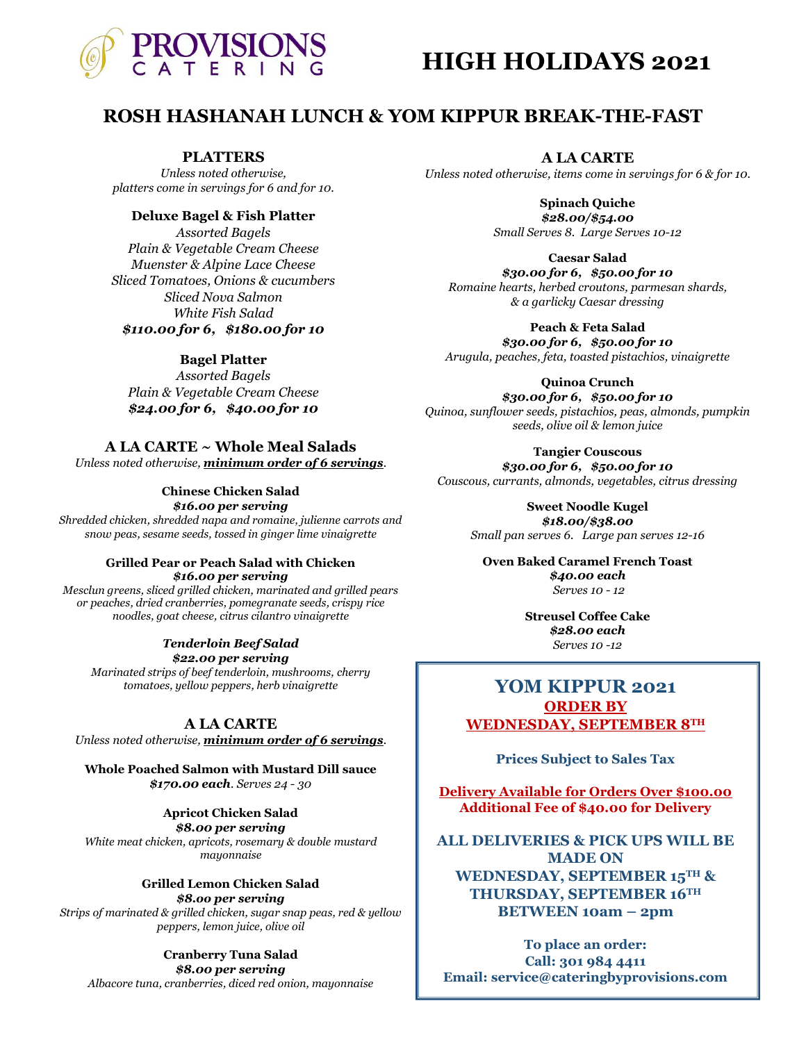# PROVISIONS CATERING

# HIGH HOLIDAYS 2021

## ROSH HASHANAH LUNCH & YOM KIPPUR BREAK-THE-FAST

### PLATTERS

*Unless noted otherwise, platters come in servings for 6 and for 10.*

**Deluxe Bagel & Fish Platter**
*Assorted Bagels*
*Plain & Vegetable Cream Cheese*
*Muenster & Alpine Lace Cheese*
*Sliced Tomatoes, Onions & cucumbers*
*Sliced Nova Salmon*
*White Fish Salad*
***$110.00 for 6, $180.00 for 10***

**Bagel Platter**
*Assorted Bagels*
*Plain & Vegetable Cream Cheese*
***$24.00 for 6, $40.00 for 10***

### A LA CARTE ~ Whole Meal Salads

*Unless noted otherwise, **minimum order of 6 servings**.*

**Chinese Chicken Salad**
***$16.00 per serving***
*Shredded chicken, shredded napa and romaine, julienne carrots and snow peas, sesame seeds, tossed in ginger lime vinaigrette*

**Grilled Pear or Peach Salad with Chicken**
***$16.00 per serving***
*Mesclun greens, sliced grilled chicken, marinated and grilled pears or peaches, dried cranberries, pomegranate seeds, crispy rice noodles, goat cheese, citrus cilantro vinaigrette*

***Tenderloin Beef Salad***
***$22.00 per serving***
*Marinated strips of beef tenderloin, mushrooms, cherry tomatoes, yellow peppers, herb vinaigrette*

### A LA CARTE

*Unless noted otherwise, **minimum order of 6 servings**.*

**Whole Poached Salmon with Mustard Dill sauce**
***$170.00 each***. *Serves 24 - 30*

**Apricot Chicken Salad**
***$8.00 per serving***
*White meat chicken, apricots, rosemary & double mustard mayonnaise*

**Grilled Lemon Chicken Salad**
***$8.00 per serving***
*Strips of marinated & grilled chicken, sugar snap peas, red & yellow peppers, lemon juice, olive oil*

**Cranberry Tuna Salad**
***$8.00 per serving***
*Albacore tuna, cranberries, diced red onion, mayonnaise*

### A LA CARTE

*Unless noted otherwise, items come in servings for 6 & for 10.*

**Spinach Quiche**
***$28.00/$54.00***
*Small Serves 8. Large Serves 10-12*

**Caesar Salad**
***$30.00 for 6, $50.00 for 10***
*Romaine hearts, herbed croutons, parmesan shards, & a garlicky Caesar dressing*

**Peach & Feta Salad**
***$30.00 for 6, $50.00 for 10***
*Arugula, peaches, feta, toasted pistachios, vinaigrette*

**Quinoa Crunch**
***$30.00 for 6, $50.00 for 10***
*Quinoa, sunflower seeds, pistachios, peas, almonds, pumpkin seeds, olive oil & lemon juice*

**Tangier Couscous**
***$30.00 for 6, $50.00 for 10***
*Couscous, currants, almonds, vegetables, citrus dressing*

**Sweet Noodle Kugel**
***$18.00/$38.00***
*Small pan serves 6. Large pan serves 12-16*

**Oven Baked Caramel French Toast**
***$40.00 each***
*Serves 10 - 12*

**Streusel Coffee Cake**
***$28.00 each***
*Serves 10 -12*

### YOM KIPPUR 2021

**ORDER BY WEDNESDAY, SEPTEMBER 8TH**

**Prices Subject to Sales Tax**

**Delivery Available for Orders Over $100.00**
**Additional Fee of $40.00 for Delivery**

**ALL DELIVERIES & PICK UPS WILL BE MADE ON WEDNESDAY, SEPTEMBER 15TH & THURSDAY, SEPTEMBER 16TH BETWEEN 10am – 2pm**

**To place an order:**
**Call: 301 984 4411**
**Email: service@cateringbyprovisions.com**